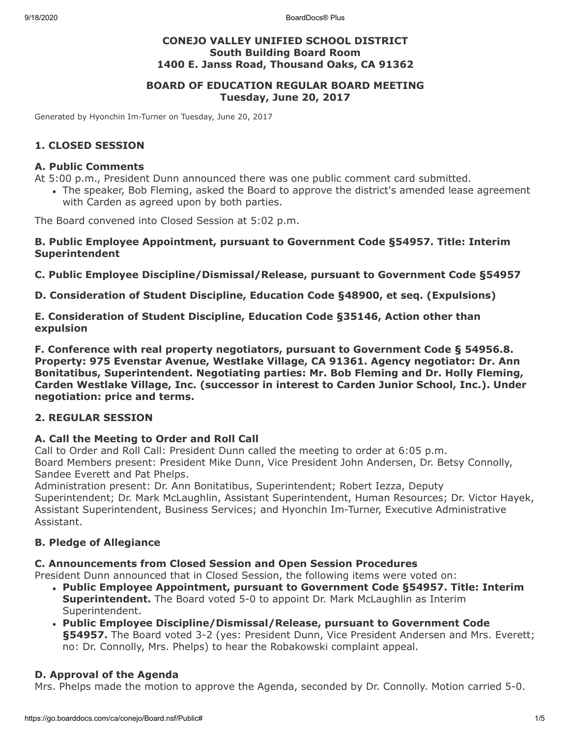**CONEJO VALLEY UNIFIED SCHOOL DISTRICT**
**South Building Board Room**
**1400 E. Janss Road, Thousand Oaks, CA 91362**

**BOARD OF EDUCATION REGULAR BOARD MEETING**
**Tuesday, June 20, 2017**

Generated by Hyonchin Im-Turner on Tuesday, June 20, 2017

### 1. CLOSED SESSION

#### A. Public Comments

At 5:00 p.m., President Dunn announced there was one public comment card submitted.

- The speaker, Bob Fleming, asked the Board to approve the district's amended lease agreement with Carden as agreed upon by both parties.

The Board convened into Closed Session at 5:02 p.m.

#### B. Public Employee Appointment, pursuant to Government Code §54957. Title: Interim Superintendent

#### C. Public Employee Discipline/Dismissal/Release, pursuant to Government Code §54957

#### D. Consideration of Student Discipline, Education Code §48900, et seq. (Expulsions)

#### E. Consideration of Student Discipline, Education Code §35146, Action other than expulsion

#### F. Conference with real property negotiators, pursuant to Government Code § 54956.8. Property: 975 Evenstar Avenue, Westlake Village, CA 91361. Agency negotiator: Dr. Ann Bonitatibus, Superintendent. Negotiating parties: Mr. Bob Fleming and Dr. Holly Fleming, Carden Westlake Village, Inc. (successor in interest to Carden Junior School, Inc.). Under negotiation: price and terms.

### 2. REGULAR SESSION

#### A. Call the Meeting to Order and Roll Call

Call to Order and Roll Call: President Dunn called the meeting to order at 6:05 p.m.
Board Members present: President Mike Dunn, Vice President John Andersen, Dr. Betsy Connolly, Sandee Everett and Pat Phelps.
Administration present: Dr. Ann Bonitatibus, Superintendent; Robert Iezza, Deputy Superintendent; Dr. Mark McLaughlin, Assistant Superintendent, Human Resources; Dr. Victor Hayek, Assistant Superintendent, Business Services; and Hyonchin Im-Turner, Executive Administrative Assistant.

#### B. Pledge of Allegiance

#### C. Announcements from Closed Session and Open Session Procedures

President Dunn announced that in Closed Session, the following items were voted on:

- **Public Employee Appointment, pursuant to Government Code §54957. Title: Interim Superintendent.** The Board voted 5-0 to appoint Dr. Mark McLaughlin as Interim Superintendent.
- **Public Employee Discipline/Dismissal/Release, pursuant to Government Code §54957.** The Board voted 3-2 (yes: President Dunn, Vice President Andersen and Mrs. Everett; no: Dr. Connolly, Mrs. Phelps) to hear the Robakowski complaint appeal.

#### D. Approval of the Agenda

Mrs. Phelps made the motion to approve the Agenda, seconded by Dr. Connolly. Motion carried 5-0.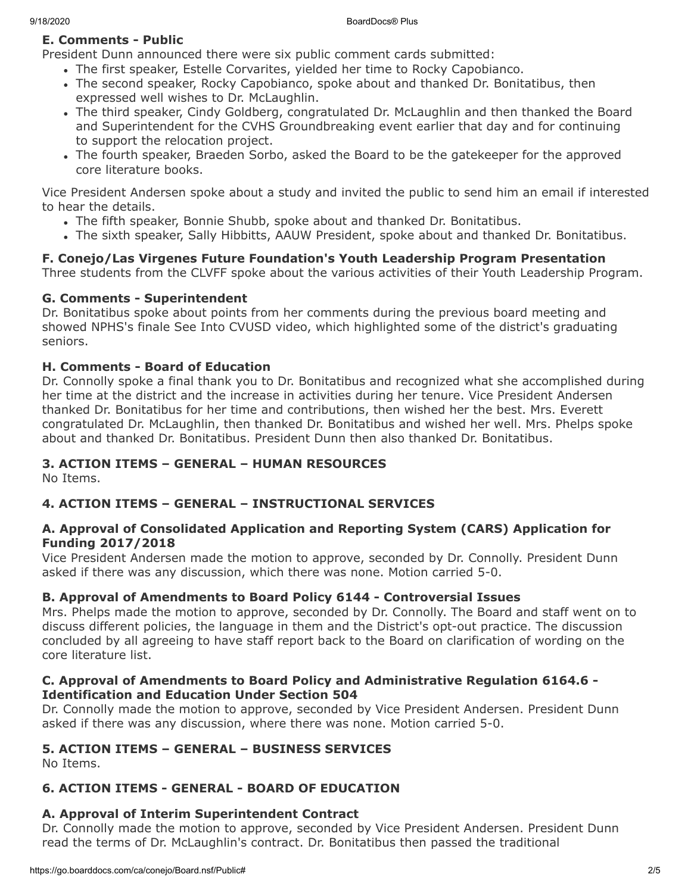### E. Comments - Public

President Dunn announced there were six public comment cards submitted:

- The first speaker, Estelle Corvarites, yielded her time to Rocky Capobianco.
- The second speaker, Rocky Capobianco, spoke about and thanked Dr. Bonitatibus, then expressed well wishes to Dr. McLaughlin.
- The third speaker, Cindy Goldberg, congratulated Dr. McLaughlin and then thanked the Board and Superintendent for the CVHS Groundbreaking event earlier that day and for continuing to support the relocation project.
- The fourth speaker, Braeden Sorbo, asked the Board to be the gatekeeper for the approved core literature books.

Vice President Andersen spoke about a study and invited the public to send him an email if interested to hear the details.

- The fifth speaker, Bonnie Shubb, spoke about and thanked Dr. Bonitatibus.
- The sixth speaker, Sally Hibbitts, AAUW President, spoke about and thanked Dr. Bonitatibus.

### F. Conejo/Las Virgenes Future Foundation's Youth Leadership Program Presentation

Three students from the CLVFF spoke about the various activities of their Youth Leadership Program.

### G. Comments - Superintendent

Dr. Bonitatibus spoke about points from her comments during the previous board meeting and showed NPHS's finale See Into CVUSD video, which highlighted some of the district's graduating seniors.

### H. Comments - Board of Education

Dr. Connolly spoke a final thank you to Dr. Bonitatibus and recognized what she accomplished during her time at the district and the increase in activities during her tenure. Vice President Andersen thanked Dr. Bonitatibus for her time and contributions, then wished her the best. Mrs. Everett congratulated Dr. McLaughlin, then thanked Dr. Bonitatibus and wished her well. Mrs. Phelps spoke about and thanked Dr. Bonitatibus. President Dunn then also thanked Dr. Bonitatibus.

## 3. ACTION ITEMS – GENERAL – HUMAN RESOURCES

No Items.

## 4. ACTION ITEMS – GENERAL – INSTRUCTIONAL SERVICES

### A. Approval of Consolidated Application and Reporting System (CARS) Application for Funding 2017/2018

Vice President Andersen made the motion to approve, seconded by Dr. Connolly. President Dunn asked if there was any discussion, which there was none. Motion carried 5-0.

### B. Approval of Amendments to Board Policy 6144 - Controversial Issues

Mrs. Phelps made the motion to approve, seconded by Dr. Connolly. The Board and staff went on to discuss different policies, the language in them and the District's opt-out practice. The discussion concluded by all agreeing to have staff report back to the Board on clarification of wording on the core literature list.

### C. Approval of Amendments to Board Policy and Administrative Regulation 6164.6 - Identification and Education Under Section 504

Dr. Connolly made the motion to approve, seconded by Vice President Andersen. President Dunn asked if there was any discussion, where there was none. Motion carried 5-0.

## 5. ACTION ITEMS – GENERAL – BUSINESS SERVICES

No Items.

## 6. ACTION ITEMS - GENERAL - BOARD OF EDUCATION

### A. Approval of Interim Superintendent Contract

Dr. Connolly made the motion to approve, seconded by Vice President Andersen. President Dunn read the terms of Dr. McLaughlin's contract. Dr. Bonitatibus then passed the traditional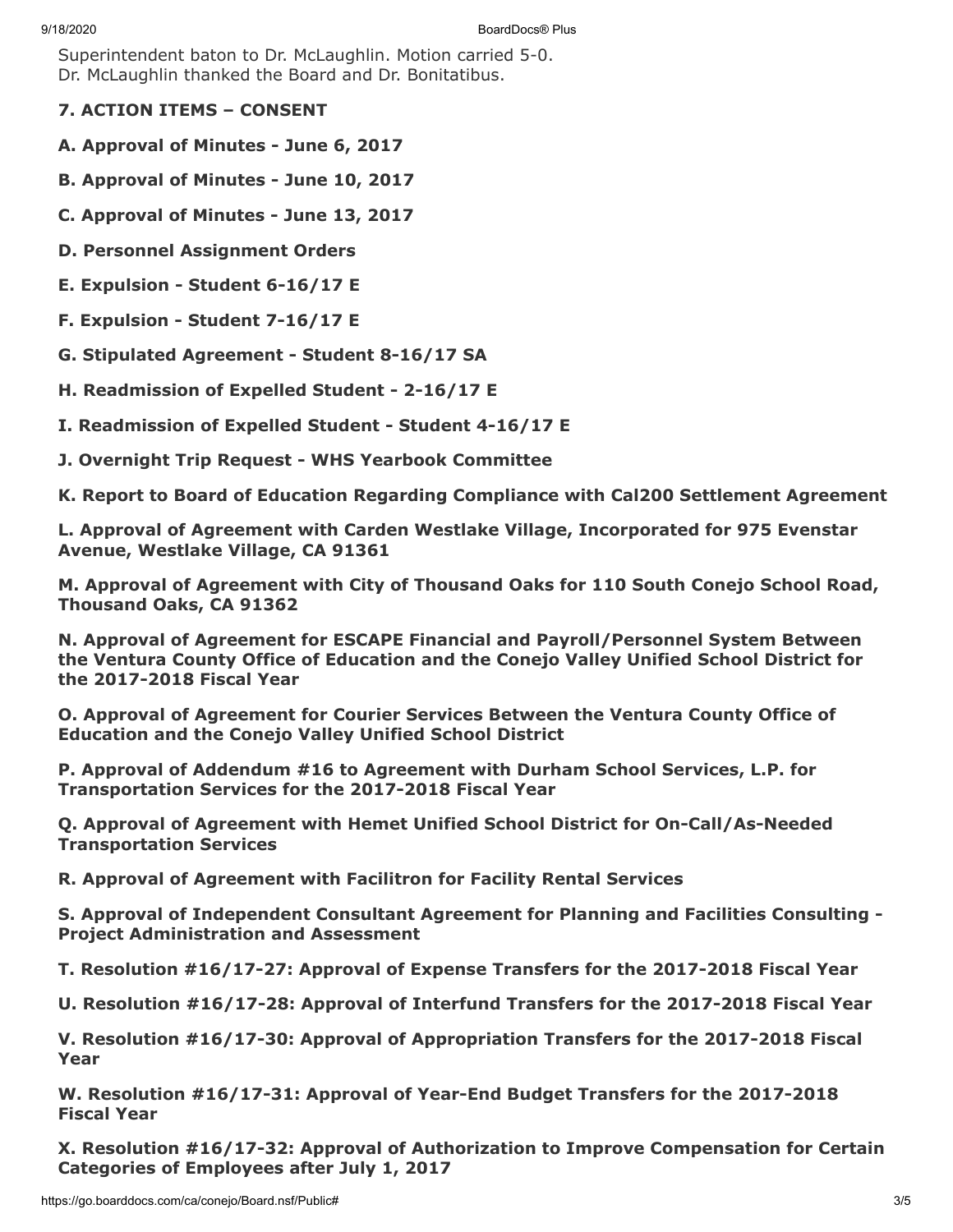Superintendent baton to Dr. McLaughlin. Motion carried 5-0.
Dr. McLaughlin thanked the Board and Dr. Bonitatibus.

**7. ACTION ITEMS – CONSENT**

**A. Approval of Minutes - June 6, 2017**

**B. Approval of Minutes - June 10, 2017**

**C. Approval of Minutes - June 13, 2017**

**D. Personnel Assignment Orders**

**E. Expulsion - Student 6-16/17 E**

**F. Expulsion - Student 7-16/17 E**

**G. Stipulated Agreement - Student 8-16/17 SA**

**H. Readmission of Expelled Student - 2-16/17 E**

**I. Readmission of Expelled Student - Student 4-16/17 E**

**J. Overnight Trip Request - WHS Yearbook Committee**

**K. Report to Board of Education Regarding Compliance with Cal200 Settlement Agreement**

**L. Approval of Agreement with Carden Westlake Village, Incorporated for 975 Evenstar Avenue, Westlake Village, CA 91361**

**M. Approval of Agreement with City of Thousand Oaks for 110 South Conejo School Road, Thousand Oaks, CA 91362**

**N. Approval of Agreement for ESCAPE Financial and Payroll/Personnel System Between the Ventura County Office of Education and the Conejo Valley Unified School District for the 2017-2018 Fiscal Year**

**O. Approval of Agreement for Courier Services Between the Ventura County Office of Education and the Conejo Valley Unified School District**

**P. Approval of Addendum #16 to Agreement with Durham School Services, L.P. for Transportation Services for the 2017-2018 Fiscal Year**

**Q. Approval of Agreement with Hemet Unified School District for On-Call/As-Needed Transportation Services**

**R. Approval of Agreement with Facilitron for Facility Rental Services**

**S. Approval of Independent Consultant Agreement for Planning and Facilities Consulting - Project Administration and Assessment**

**T. Resolution #16/17-27: Approval of Expense Transfers for the 2017-2018 Fiscal Year**

**U. Resolution #16/17-28: Approval of Interfund Transfers for the 2017-2018 Fiscal Year**

**V. Resolution #16/17-30: Approval of Appropriation Transfers for the 2017-2018 Fiscal Year**

**W. Resolution #16/17-31: Approval of Year-End Budget Transfers for the 2017-2018 Fiscal Year**

**X. Resolution #16/17-32: Approval of Authorization to Improve Compensation for Certain Categories of Employees after July 1, 2017**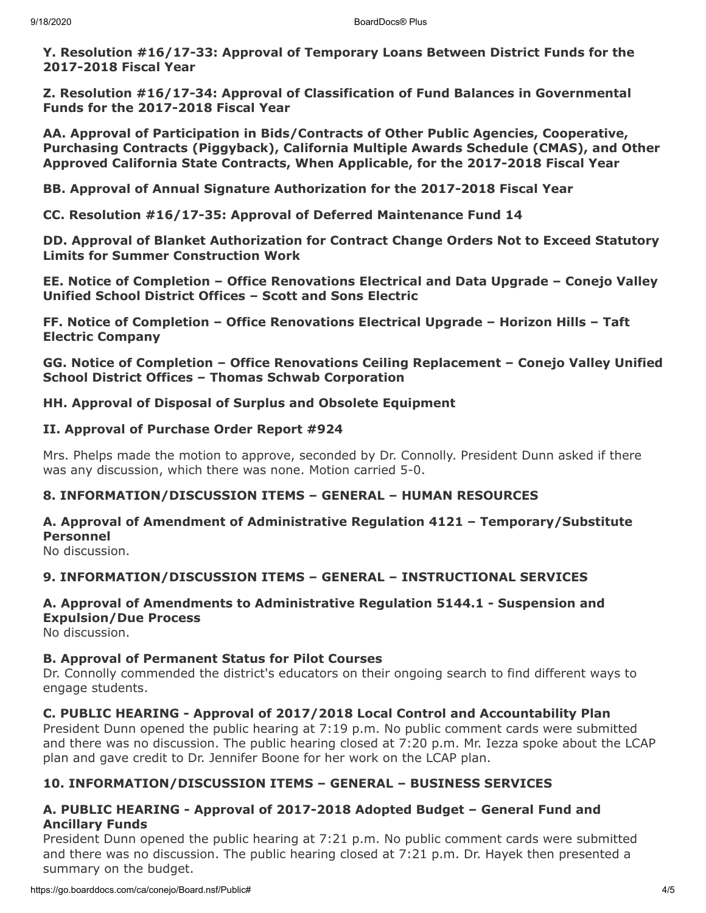**Y. Resolution #16/17-33: Approval of Temporary Loans Between District Funds for the 2017-2018 Fiscal Year**

**Z. Resolution #16/17-34: Approval of Classification of Fund Balances in Governmental Funds for the 2017-2018 Fiscal Year**

**AA. Approval of Participation in Bids/Contracts of Other Public Agencies, Cooperative, Purchasing Contracts (Piggyback), California Multiple Awards Schedule (CMAS), and Other Approved California State Contracts, When Applicable, for the 2017-2018 Fiscal Year**

**BB. Approval of Annual Signature Authorization for the 2017-2018 Fiscal Year**

**CC. Resolution #16/17-35: Approval of Deferred Maintenance Fund 14**

**DD. Approval of Blanket Authorization for Contract Change Orders Not to Exceed Statutory Limits for Summer Construction Work**

**EE. Notice of Completion – Office Renovations Electrical and Data Upgrade – Conejo Valley Unified School District Offices – Scott and Sons Electric**

**FF. Notice of Completion – Office Renovations Electrical Upgrade – Horizon Hills – Taft Electric Company**

**GG. Notice of Completion – Office Renovations Ceiling Replacement – Conejo Valley Unified School District Offices – Thomas Schwab Corporation**

**HH. Approval of Disposal of Surplus and Obsolete Equipment**

**II. Approval of Purchase Order Report #924**

Mrs. Phelps made the motion to approve, seconded by Dr. Connolly. President Dunn asked if there was any discussion, which there was none. Motion carried 5-0.

### 8. INFORMATION/DISCUSSION ITEMS – GENERAL – HUMAN RESOURCES

**A. Approval of Amendment of Administrative Regulation 4121 – Temporary/Substitute Personnel**
No discussion.

### 9. INFORMATION/DISCUSSION ITEMS – GENERAL – INSTRUCTIONAL SERVICES

**A. Approval of Amendments to Administrative Regulation 5144.1 - Suspension and Expulsion/Due Process**
No discussion.

**B. Approval of Permanent Status for Pilot Courses**
Dr. Connolly commended the district's educators on their ongoing search to find different ways to engage students.

**C. PUBLIC HEARING - Approval of 2017/2018 Local Control and Accountability Plan**
President Dunn opened the public hearing at 7:19 p.m. No public comment cards were submitted and there was no discussion. The public hearing closed at 7:20 p.m. Mr. Iezza spoke about the LCAP plan and gave credit to Dr. Jennifer Boone for her work on the LCAP plan.

### 10. INFORMATION/DISCUSSION ITEMS – GENERAL – BUSINESS SERVICES

**A. PUBLIC HEARING - Approval of 2017-2018 Adopted Budget – General Fund and Ancillary Funds**
President Dunn opened the public hearing at 7:21 p.m. No public comment cards were submitted and there was no discussion. The public hearing closed at 7:21 p.m. Dr. Hayek then presented a summary on the budget.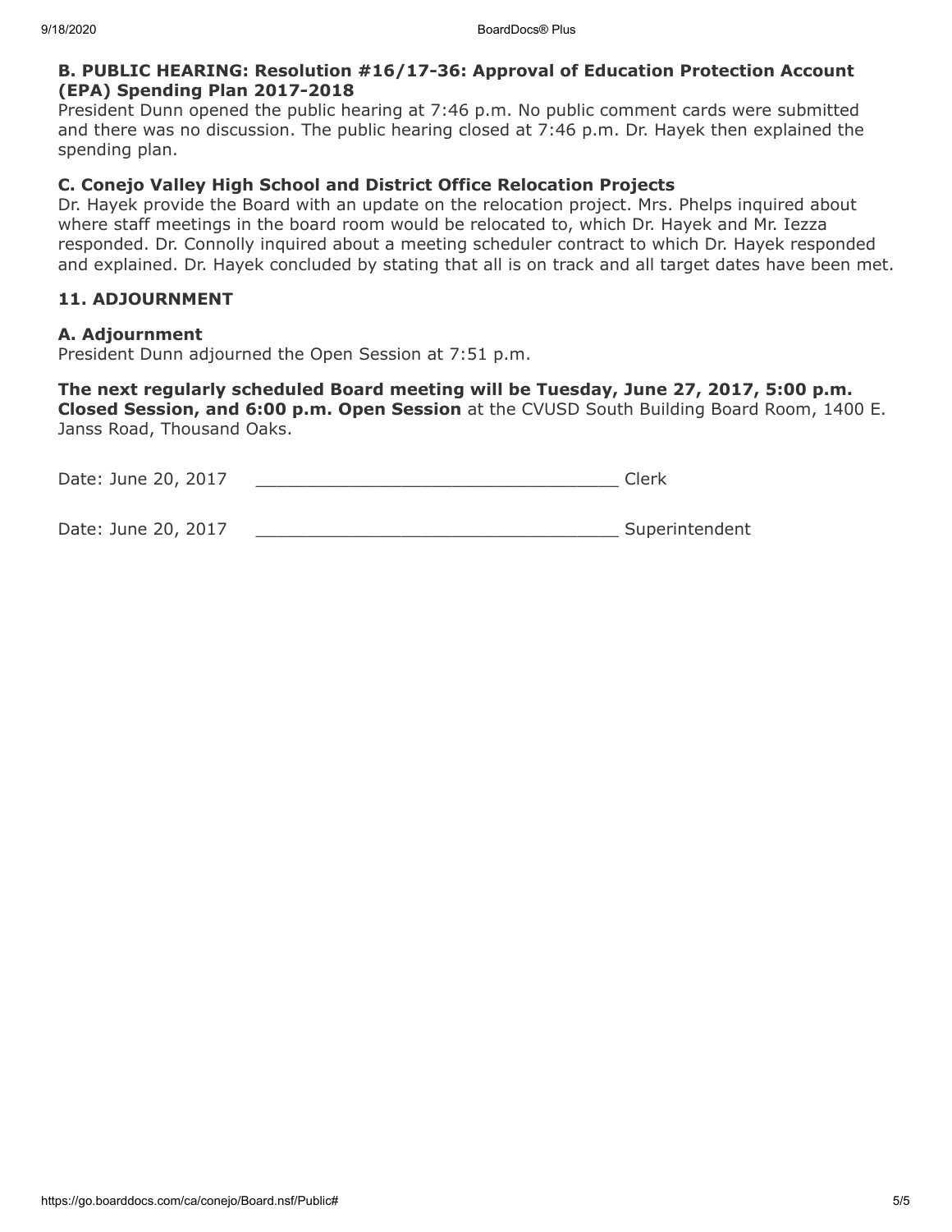**B. PUBLIC HEARING: Resolution #16/17-36: Approval of Education Protection Account (EPA) Spending Plan 2017-2018**

President Dunn opened the public hearing at 7:46 p.m. No public comment cards were submitted and there was no discussion. The public hearing closed at 7:46 p.m. Dr. Hayek then explained the spending plan.

**C. Conejo Valley High School and District Office Relocation Projects**

Dr. Hayek provide the Board with an update on the relocation project. Mrs. Phelps inquired about where staff meetings in the board room would be relocated to, which Dr. Hayek and Mr. Iezza responded. Dr. Connolly inquired about a meeting scheduler contract to which Dr. Hayek responded and explained. Dr. Hayek concluded by stating that all is on track and all target dates have been met.

**11. ADJOURNMENT**

**A. Adjournment**

President Dunn adjourned the Open Session at 7:51 p.m.

**The next regularly scheduled Board meeting will be Tuesday, June 27, 2017, 5:00 p.m. Closed Session, and 6:00 p.m. Open Session** at the CVUSD South Building Board Room, 1400 E. Janss Road, Thousand Oaks.

Date: June 20, 2017 ___________________________________ Clerk

Date: June 20, 2017 ___________________________________ Superintendent